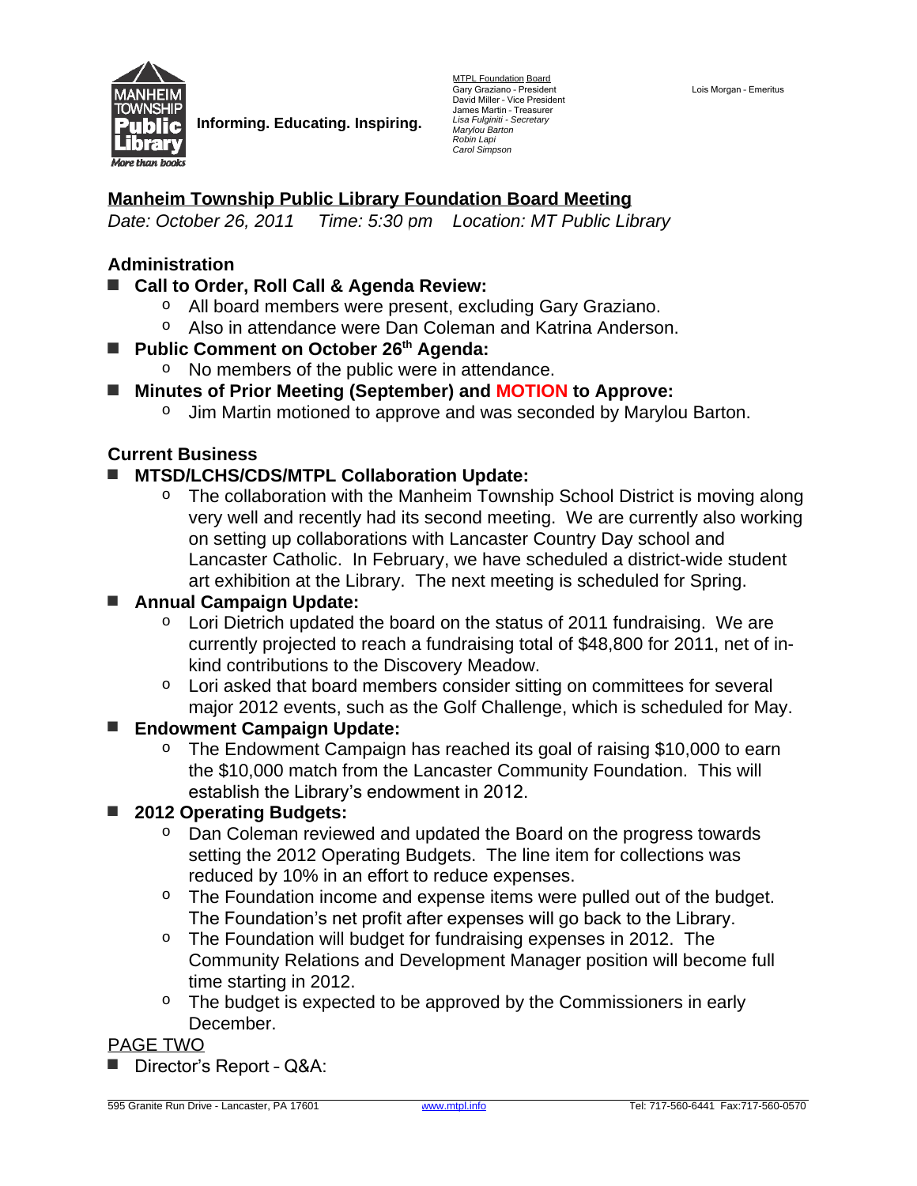MANHEIM TOWNSHIP Public Library *More than books*

**Informing. Educating. Inspiring.**

MTPL Foundation Board
Gary Graziano - President
David Miller - Vice President
James Martin - Treasurer
*Lisa Fulginiti - Secretary*
*Marylou Barton*
*Robin Lapi*
*Carol Simpson*

Lois Morgan - Emeritus

## Manheim Township Public Library Foundation Board Meeting

*Date: October 26, 2011 Time: 5:30 pm Location: MT Public Library*

### Administration

- **Call to Order, Roll Call & Agenda Review:**
  - All board members were present, excluding Gary Graziano.
  - Also in attendance were Dan Coleman and Katrina Anderson.
- **Public Comment on October 26th Agenda:**
  - No members of the public were in attendance.
- **Minutes of Prior Meeting (September) and MOTION to Approve:**
  - Jim Martin motioned to approve and was seconded by Marylou Barton.

### Current Business

- **MTSD/LCHS/CDS/MTPL Collaboration Update:**
  - The collaboration with the Manheim Township School District is moving along very well and recently had its second meeting. We are currently also working on setting up collaborations with Lancaster Country Day school and Lancaster Catholic. In February, we have scheduled a district-wide student art exhibition at the Library. The next meeting is scheduled for Spring.
- **Annual Campaign Update:**
  - Lori Dietrich updated the board on the status of 2011 fundraising. We are currently projected to reach a fundraising total of $48,800 for 2011, net of in-kind contributions to the Discovery Meadow.
  - Lori asked that board members consider sitting on committees for several major 2012 events, such as the Golf Challenge, which is scheduled for May.
- **Endowment Campaign Update:**
  - The Endowment Campaign has reached its goal of raising $10,000 to earn the $10,000 match from the Lancaster Community Foundation. This will establish the Library's endowment in 2012.
- **2012 Operating Budgets:**
  - Dan Coleman reviewed and updated the Board on the progress towards setting the 2012 Operating Budgets. The line item for collections was reduced by 10% in an effort to reduce expenses.
  - The Foundation income and expense items were pulled out of the budget. The Foundation's net profit after expenses will go back to the Library.
  - The Foundation will budget for fundraising expenses in 2012. The Community Relations and Development Manager position will become full time starting in 2012.
  - The budget is expected to be approved by the Commissioners in early December.

PAGE TWO

- Director's Report – Q&A: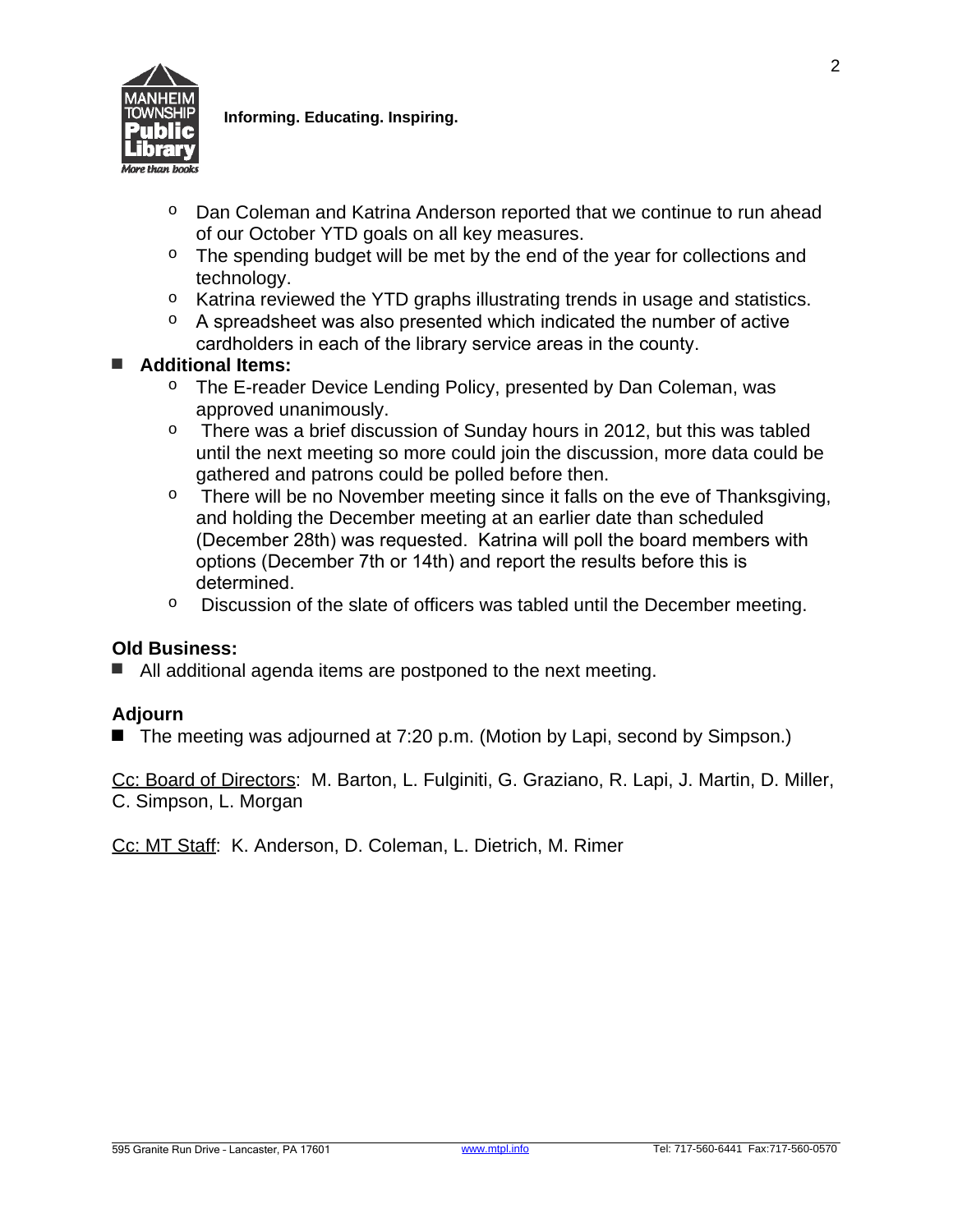- Dan Coleman and Katrina Anderson reported that we continue to run ahead of our October YTD goals on all key measures.
- The spending budget will be met by the end of the year for collections and technology.
- Katrina reviewed the YTD graphs illustrating trends in usage and statistics.
- A spreadsheet was also presented which indicated the number of active cardholders in each of the library service areas in the county.

- **Additional Items:**
  - The E-reader Device Lending Policy, presented by Dan Coleman, was approved unanimously.
  - There was a brief discussion of Sunday hours in 2012, but this was tabled until the next meeting so more could join the discussion, more data could be gathered and patrons could be polled before then.
  - There will be no November meeting since it falls on the eve of Thanksgiving, and holding the December meeting at an earlier date than scheduled (December 28th) was requested. Katrina will poll the board members with options (December 7th or 14th) and report the results before this is determined.
  - Discussion of the slate of officers was tabled until the December meeting.

**Old Business:**

- All additional agenda items are postponed to the next meeting.

**Adjourn**

- The meeting was adjourned at 7:20 p.m. (Motion by Lapi, second by Simpson.)

Cc: Board of Directors: M. Barton, L. Fulginiti, G. Graziano, R. Lapi, J. Martin, D. Miller, C. Simpson, L. Morgan

Cc: MT Staff: K. Anderson, D. Coleman, L. Dietrich, M. Rimer